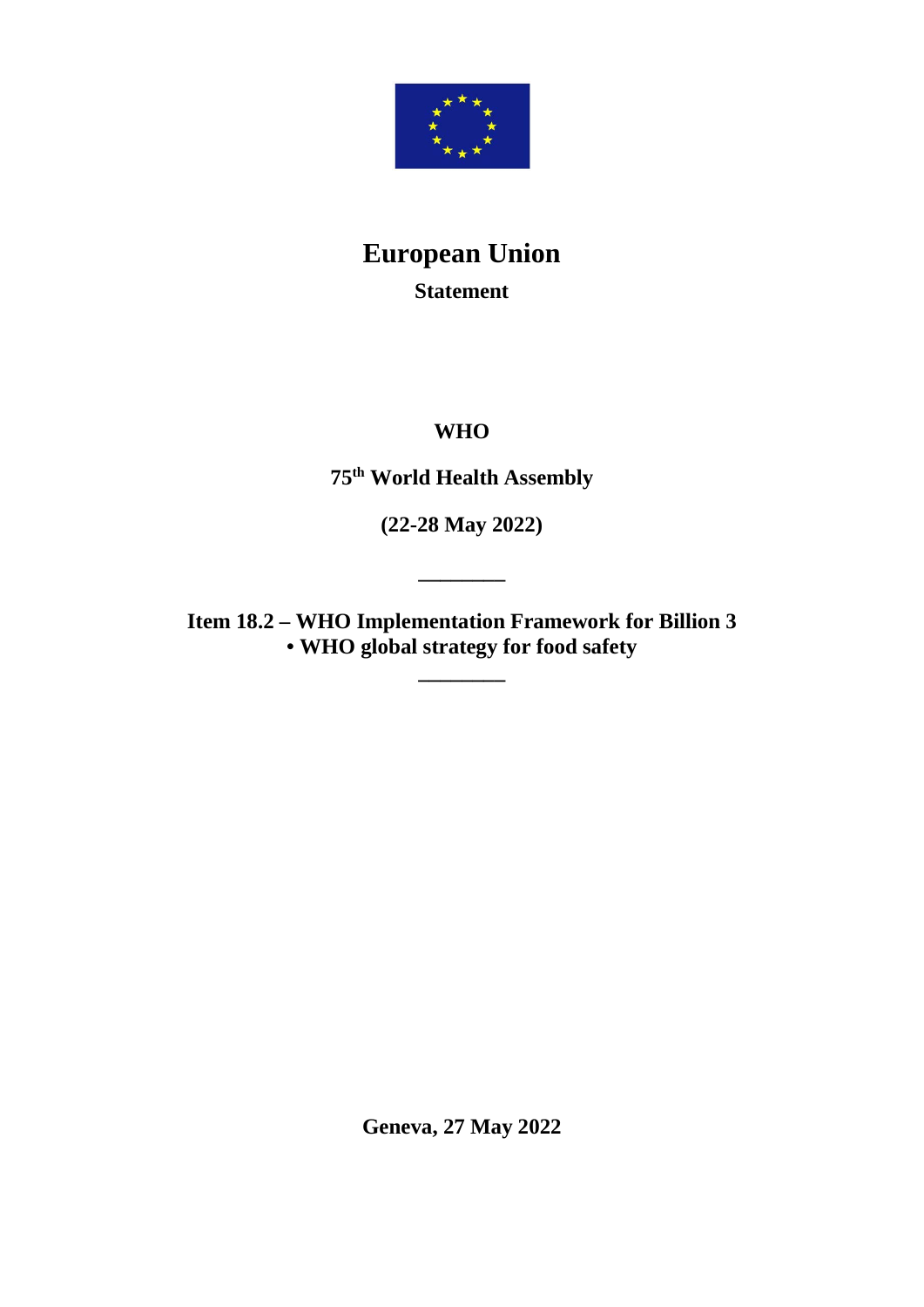# European Union

**Statement**

**WHO**

**75th World Health Assembly**

**(22-28 May 2022)**

---

**Item 18.2 – WHO Implementation Framework for Billion 3**
**• WHO global strategy for food safety**

---

**Geneva, 27 May 2022**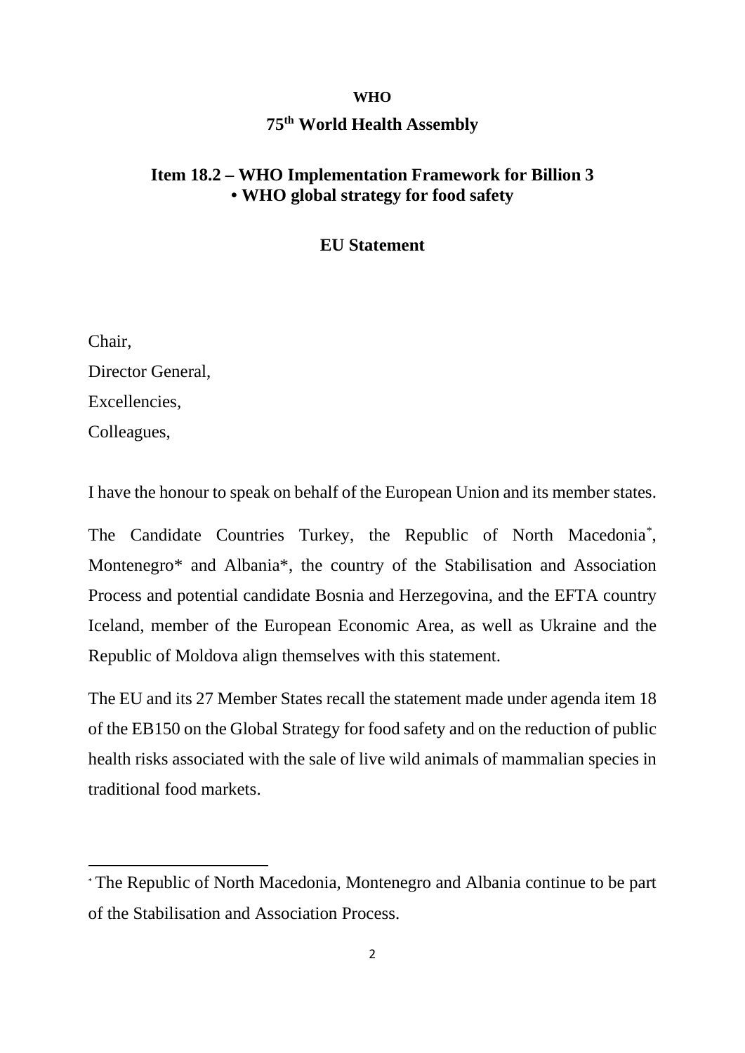**WHO**

**75th World Health Assembly**

**Item 18.2 – WHO Implementation Framework for Billion 3**
**• WHO global strategy for food safety**

**EU Statement**

Chair,

Director General,

Excellencies,

Colleagues,

I have the honour to speak on behalf of the European Union and its member states.

The Candidate Countries Turkey, the Republic of North Macedonia*, Montenegro* and Albania*, the country of the Stabilisation and Association Process and potential candidate Bosnia and Herzegovina, and the EFTA country Iceland, member of the European Economic Area, as well as Ukraine and the Republic of Moldova align themselves with this statement.

The EU and its 27 Member States recall the statement made under agenda item 18 of the EB150 on the Global Strategy for food safety and on the reduction of public health risks associated with the sale of live wild animals of mammalian species in traditional food markets.

---

* The Republic of North Macedonia, Montenegro and Albania continue to be part of the Stabilisation and Association Process.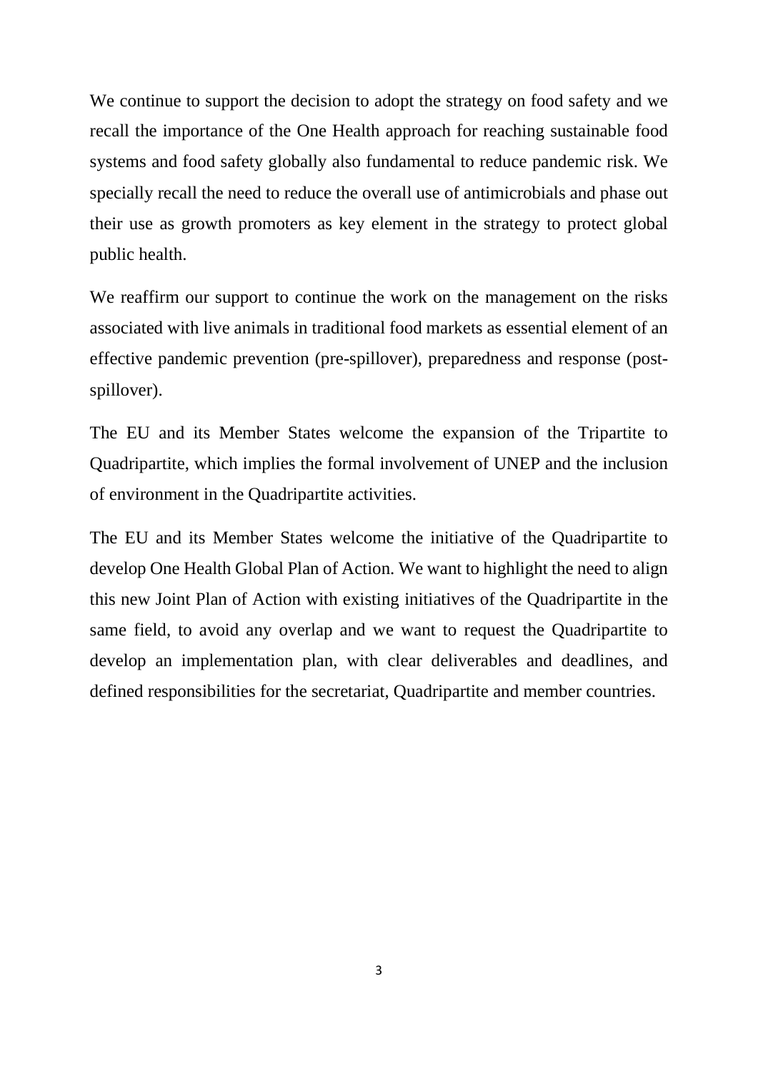We continue to support the decision to adopt the strategy on food safety and we recall the importance of the One Health approach for reaching sustainable food systems and food safety globally also fundamental to reduce pandemic risk. We specially recall the need to reduce the overall use of antimicrobials and phase out their use as growth promoters as key element in the strategy to protect global public health.

We reaffirm our support to continue the work on the management on the risks associated with live animals in traditional food markets as essential element of an effective pandemic prevention (pre-spillover), preparedness and response (post-spillover).

The EU and its Member States welcome the expansion of the Tripartite to Quadripartite, which implies the formal involvement of UNEP and the inclusion of environment in the Quadripartite activities.

The EU and its Member States welcome the initiative of the Quadripartite to develop One Health Global Plan of Action. We want to highlight the need to align this new Joint Plan of Action with existing initiatives of the Quadripartite in the same field, to avoid any overlap and we want to request the Quadripartite to develop an implementation plan, with clear deliverables and deadlines, and defined responsibilities for the secretariat, Quadripartite and member countries.